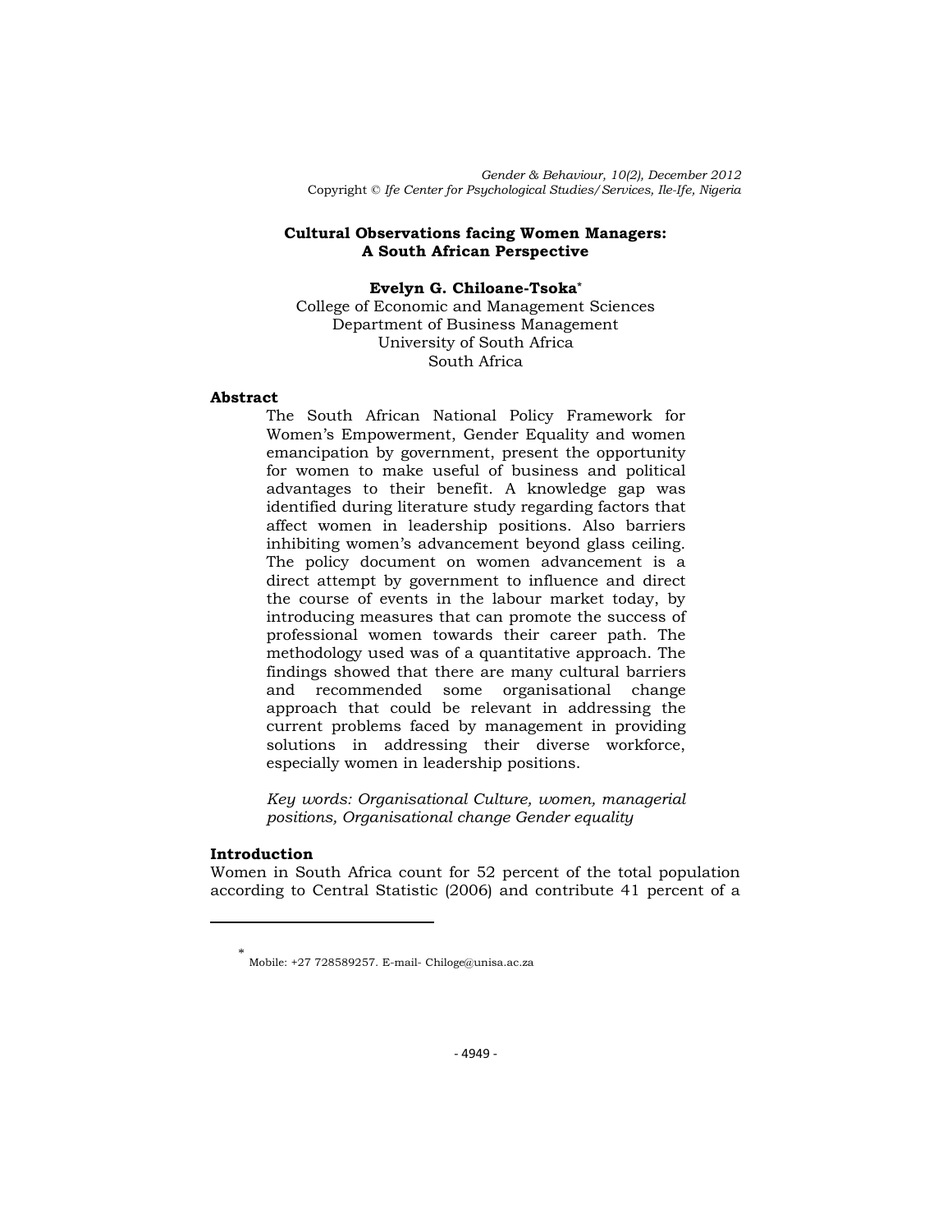# Cultural Observations facing Women Managers: A South African Perspective

**Evelyn G. Chiloane-Tsoka***

College of Economic and Management Sciences
Department of Business Management
University of South Africa
South Africa

## Abstract

The South African National Policy Framework for Women's Empowerment, Gender Equality and women emancipation by government, present the opportunity for women to make useful of business and political advantages to their benefit. A knowledge gap was identified during literature study regarding factors that affect women in leadership positions. Also barriers inhibiting women's advancement beyond glass ceiling. The policy document on women advancement is a direct attempt by government to influence and direct the course of events in the labour market today, by introducing measures that can promote the success of professional women towards their career path. The methodology used was of a quantitative approach. The findings showed that there are many cultural barriers and recommended some organisational change approach that could be relevant in addressing the current problems faced by management in providing solutions in addressing their diverse workforce, especially women in leadership positions.

*Key words: Organisational Culture, women, managerial positions, Organisational change Gender equality*

## Introduction

Women in South Africa count for 52 percent of the total population according to Central Statistic (2006) and contribute 41 percent of a

---

* Mobile: +27 728589257. E-mail- Chiloge@unisa.ac.za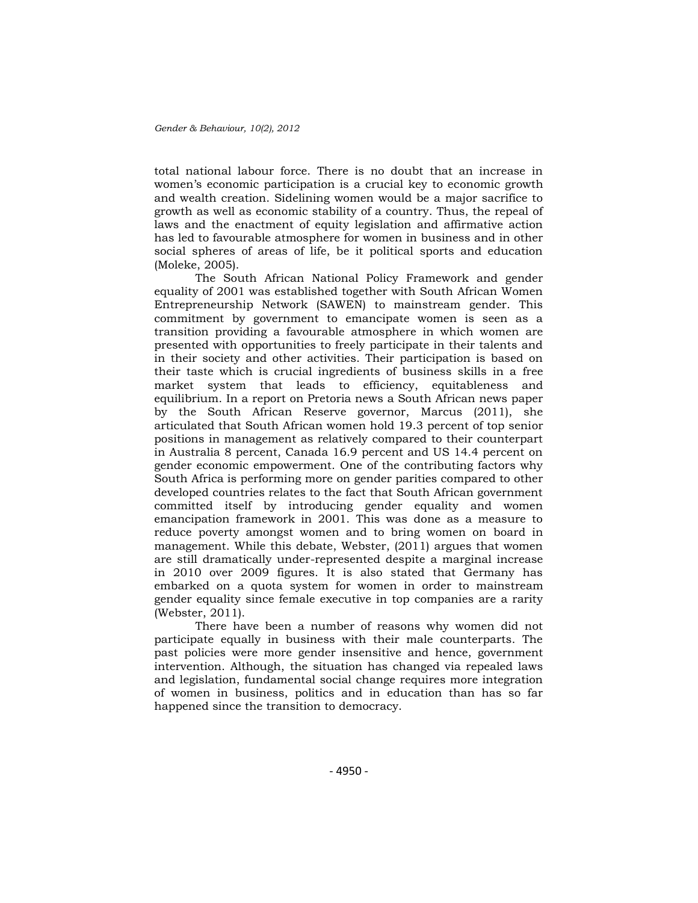total national labour force. There is no doubt that an increase in women's economic participation is a crucial key to economic growth and wealth creation. Sidelining women would be a major sacrifice to growth as well as economic stability of a country. Thus, the repeal of laws and the enactment of equity legislation and affirmative action has led to favourable atmosphere for women in business and in other social spheres of areas of life, be it political sports and education (Moleke, 2005).

The South African National Policy Framework and gender equality of 2001 was established together with South African Women Entrepreneurship Network (SAWEN) to mainstream gender. This commitment by government to emancipate women is seen as a transition providing a favourable atmosphere in which women are presented with opportunities to freely participate in their talents and in their society and other activities. Their participation is based on their taste which is crucial ingredients of business skills in a free market system that leads to efficiency, equitableness and equilibrium. In a report on Pretoria news a South African news paper by the South African Reserve governor, Marcus (2011), she articulated that South African women hold 19.3 percent of top senior positions in management as relatively compared to their counterpart in Australia 8 percent, Canada 16.9 percent and US 14.4 percent on gender economic empowerment. One of the contributing factors why South Africa is performing more on gender parities compared to other developed countries relates to the fact that South African government committed itself by introducing gender equality and women emancipation framework in 2001. This was done as a measure to reduce poverty amongst women and to bring women on board in management. While this debate, Webster, (2011) argues that women are still dramatically under-represented despite a marginal increase in 2010 over 2009 figures. It is also stated that Germany has embarked on a quota system for women in order to mainstream gender equality since female executive in top companies are a rarity (Webster, 2011).

There have been a number of reasons why women did not participate equally in business with their male counterparts. The past policies were more gender insensitive and hence, government intervention. Although, the situation has changed via repealed laws and legislation, fundamental social change requires more integration of women in business, politics and in education than has so far happened since the transition to democracy.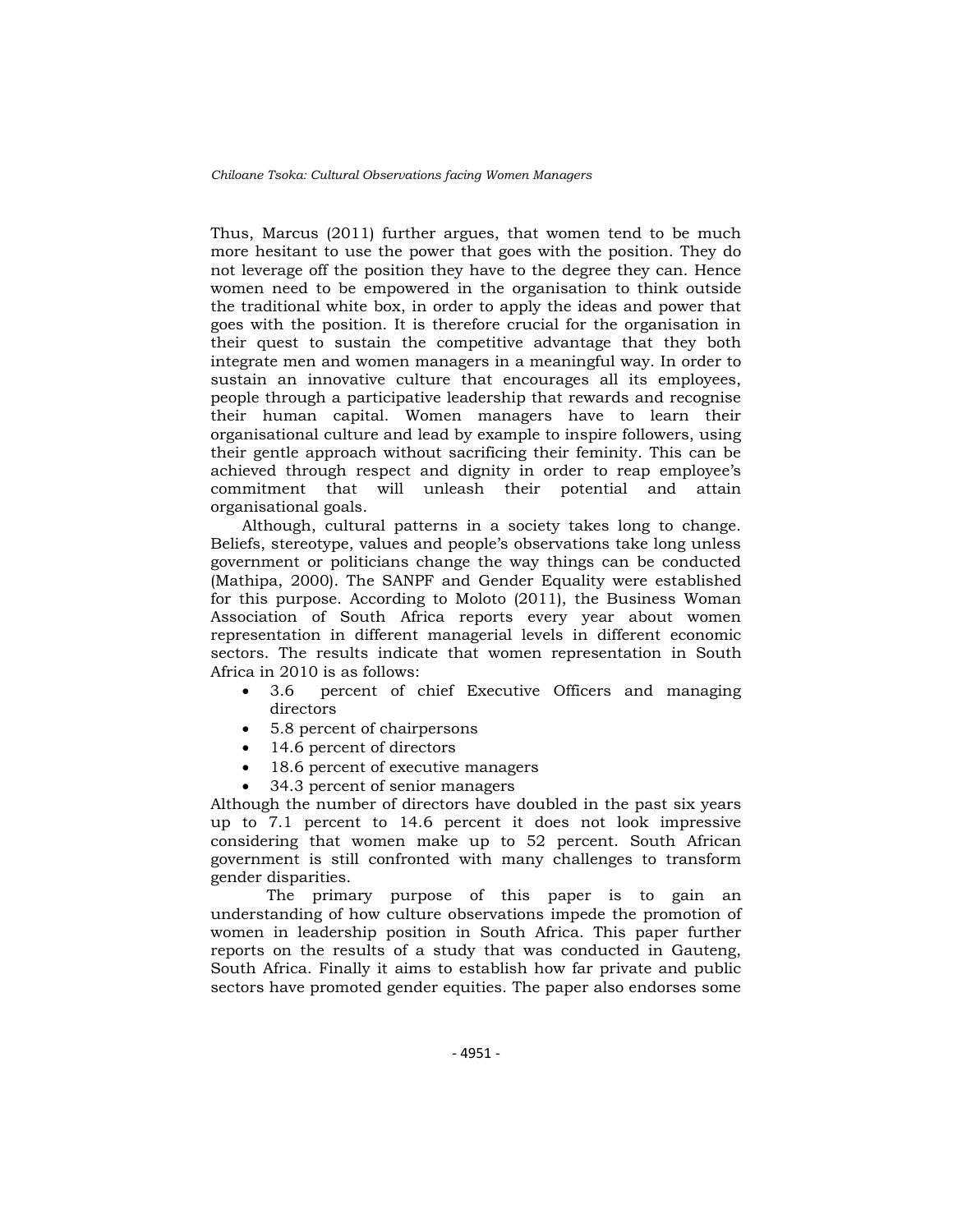Thus, Marcus (2011) further argues, that women tend to be much more hesitant to use the power that goes with the position. They do not leverage off the position they have to the degree they can. Hence women need to be empowered in the organisation to think outside the traditional white box, in order to apply the ideas and power that goes with the position. It is therefore crucial for the organisation in their quest to sustain the competitive advantage that they both integrate men and women managers in a meaningful way. In order to sustain an innovative culture that encourages all its employees, people through a participative leadership that rewards and recognise their human capital. Women managers have to learn their organisational culture and lead by example to inspire followers, using their gentle approach without sacrificing their feminity. This can be achieved through respect and dignity in order to reap employee's commitment that will unleash their potential and attain organisational goals.

Although, cultural patterns in a society takes long to change. Beliefs, stereotype, values and people's observations take long unless government or politicians change the way things can be conducted (Mathipa, 2000). The SANPF and Gender Equality were established for this purpose. According to Moloto (2011), the Business Woman Association of South Africa reports every year about women representation in different managerial levels in different economic sectors. The results indicate that women representation in South Africa in 2010 is as follows:

- 3.6 percent of chief Executive Officers and managing directors
- 5.8 percent of chairpersons
- 14.6 percent of directors
- 18.6 percent of executive managers
- 34.3 percent of senior managers

Although the number of directors have doubled in the past six years up to 7.1 percent to 14.6 percent it does not look impressive considering that women make up to 52 percent. South African government is still confronted with many challenges to transform gender disparities.

The primary purpose of this paper is to gain an understanding of how culture observations impede the promotion of women in leadership position in South Africa. This paper further reports on the results of a study that was conducted in Gauteng, South Africa. Finally it aims to establish how far private and public sectors have promoted gender equities. The paper also endorses some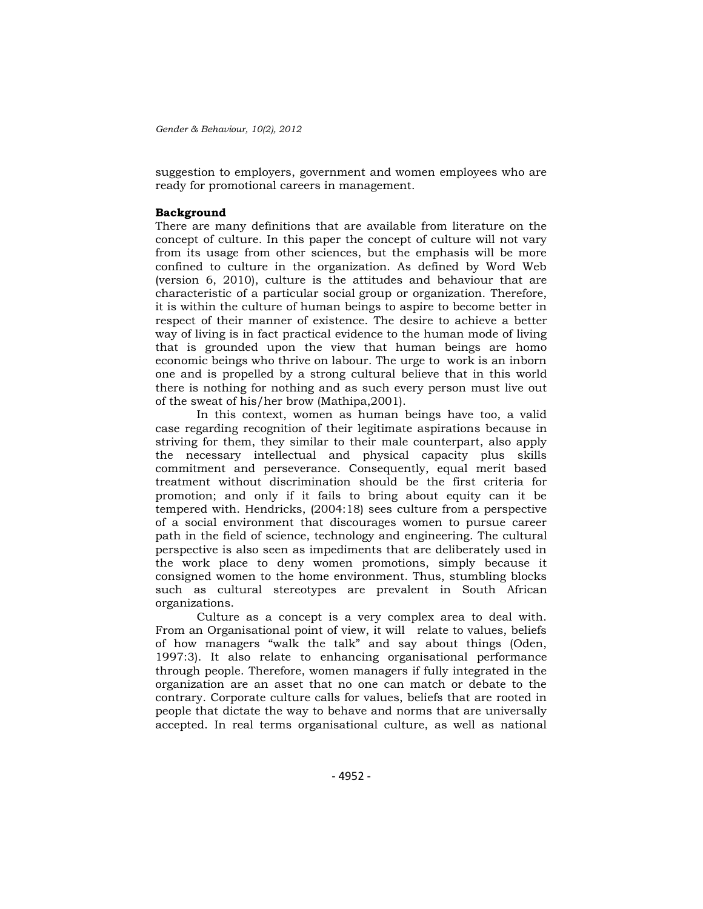suggestion to employers, government and women employees who are ready for promotional careers in management.

**Background**

There are many definitions that are available from literature on the concept of culture. In this paper the concept of culture will not vary from its usage from other sciences, but the emphasis will be more confined to culture in the organization. As defined by Word Web (version 6, 2010), culture is the attitudes and behaviour that are characteristic of a particular social group or organization. Therefore, it is within the culture of human beings to aspire to become better in respect of their manner of existence. The desire to achieve a better way of living is in fact practical evidence to the human mode of living that is grounded upon the view that human beings are homo economic beings who thrive on labour. The urge to work is an inborn one and is propelled by a strong cultural believe that in this world there is nothing for nothing and as such every person must live out of the sweat of his/her brow (Mathipa,2001).

In this context, women as human beings have too, a valid case regarding recognition of their legitimate aspirations because in striving for them, they similar to their male counterpart, also apply the necessary intellectual and physical capacity plus skills commitment and perseverance. Consequently, equal merit based treatment without discrimination should be the first criteria for promotion; and only if it fails to bring about equity can it be tempered with. Hendricks, (2004:18) sees culture from a perspective of a social environment that discourages women to pursue career path in the field of science, technology and engineering. The cultural perspective is also seen as impediments that are deliberately used in the work place to deny women promotions, simply because it consigned women to the home environment. Thus, stumbling blocks such as cultural stereotypes are prevalent in South African organizations.

Culture as a concept is a very complex area to deal with. From an Organisational point of view, it will relate to values, beliefs of how managers "walk the talk" and say about things (Oden, 1997:3). It also relate to enhancing organisational performance through people. Therefore, women managers if fully integrated in the organization are an asset that no one can match or debate to the contrary. Corporate culture calls for values, beliefs that are rooted in people that dictate the way to behave and norms that are universally accepted. In real terms organisational culture, as well as national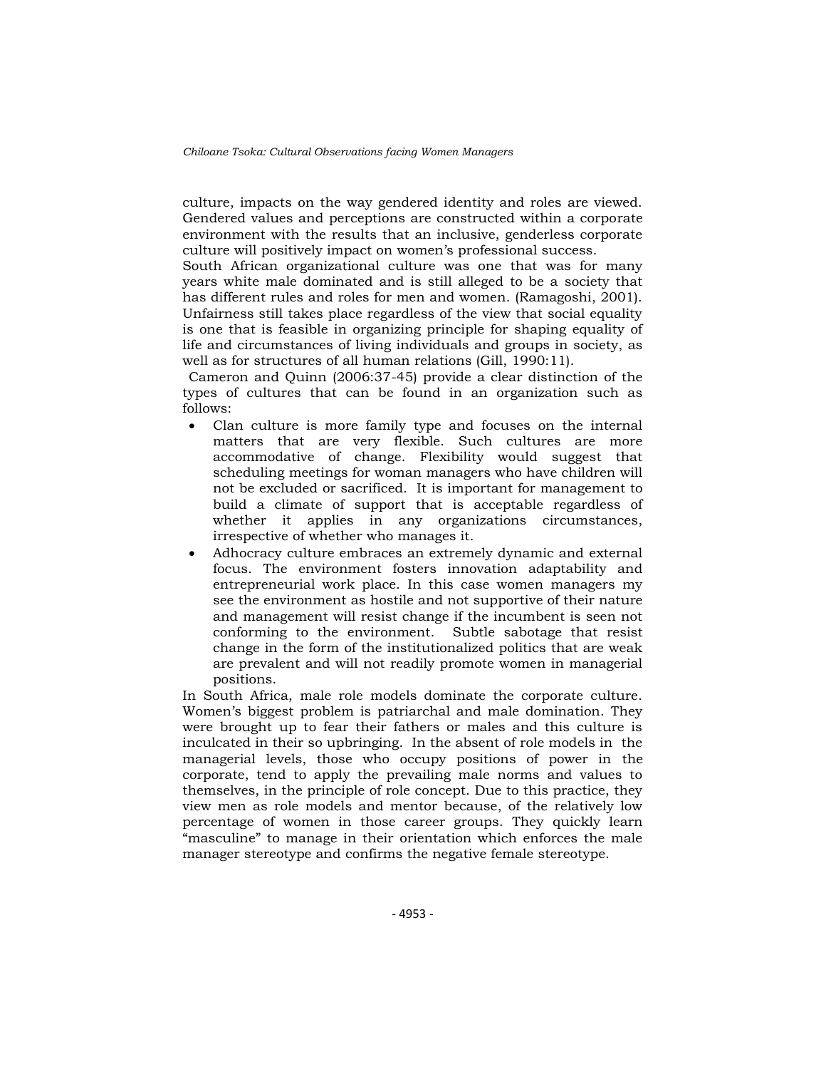culture, impacts on the way gendered identity and roles are viewed. Gendered values and perceptions are constructed within a corporate environment with the results that an inclusive, genderless corporate culture will positively impact on women's professional success.

South African organizational culture was one that was for many years white male dominated and is still alleged to be a society that has different rules and roles for men and women. (Ramagoshi, 2001). Unfairness still takes place regardless of the view that social equality is one that is feasible in organizing principle for shaping equality of life and circumstances of living individuals and groups in society, as well as for structures of all human relations (Gill, 1990:11).

Cameron and Quinn (2006:37-45) provide a clear distinction of the types of cultures that can be found in an organization such as follows:

- Clan culture is more family type and focuses on the internal matters that are very flexible. Such cultures are more accommodative of change. Flexibility would suggest that scheduling meetings for woman managers who have children will not be excluded or sacrificed. It is important for management to build a climate of support that is acceptable regardless of whether it applies in any organizations circumstances, irrespective of whether who manages it.
- Adhocracy culture embraces an extremely dynamic and external focus. The environment fosters innovation adaptability and entrepreneurial work place. In this case women managers my see the environment as hostile and not supportive of their nature and management will resist change if the incumbent is seen not conforming to the environment. Subtle sabotage that resist change in the form of the institutionalized politics that are weak are prevalent and will not readily promote women in managerial positions.

In South Africa, male role models dominate the corporate culture. Women's biggest problem is patriarchal and male domination. They were brought up to fear their fathers or males and this culture is inculcated in their so upbringing. In the absent of role models in the managerial levels, those who occupy positions of power in the corporate, tend to apply the prevailing male norms and values to themselves, in the principle of role concept. Due to this practice, they view men as role models and mentor because, of the relatively low percentage of women in those career groups. They quickly learn "masculine" to manage in their orientation which enforces the male manager stereotype and confirms the negative female stereotype.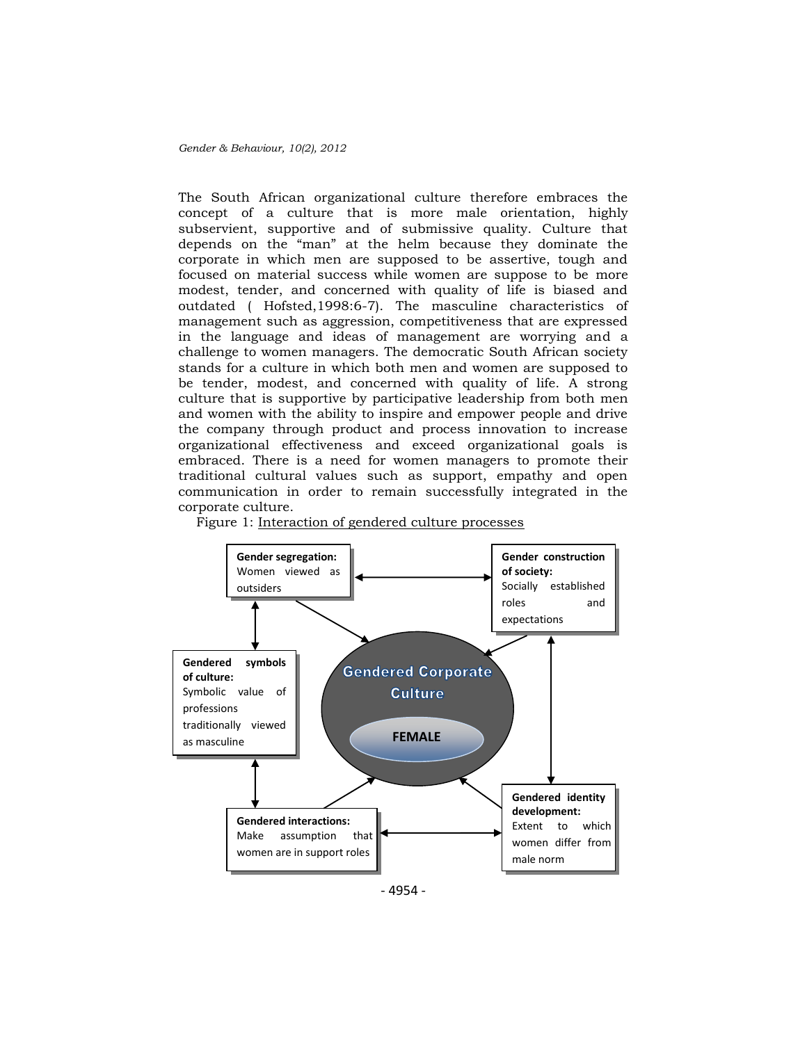The South African organizational culture therefore embraces the concept of a culture that is more male orientation, highly subservient, supportive and of submissive quality. Culture that depends on the "man" at the helm because they dominate the corporate in which men are supposed to be assertive, tough and focused on material success while women are suppose to be more modest, tender, and concerned with quality of life is biased and outdated ( Hofsted,1998:6-7). The masculine characteristics of management such as aggression, competitiveness that are expressed in the language and ideas of management are worrying and a challenge to women managers. The democratic South African society stands for a culture in which both men and women are supposed to be tender, modest, and concerned with quality of life. A strong culture that is supportive by participative leadership from both men and women with the ability to inspire and empower people and drive the company through product and process innovation to increase organizational effectiveness and exceed organizational goals is embraced. There is a need for women managers to promote their traditional cultural values such as support, empathy and open communication in order to remain successfully integrated in the corporate culture.

Figure 1: Interaction of gendered culture processes

**Gender segregation:** Women viewed as outsiders

**Gender construction of society:** Socially established roles and expectations

**Gendered symbols of culture:** Symbolic value of professions traditionally viewed as masculine

**Gendered Corporate Culture**

**FEMALE**

**Gendered interactions:** Make assumption that women are in support roles

**Gendered identity development:** Extent to which women differ from male norm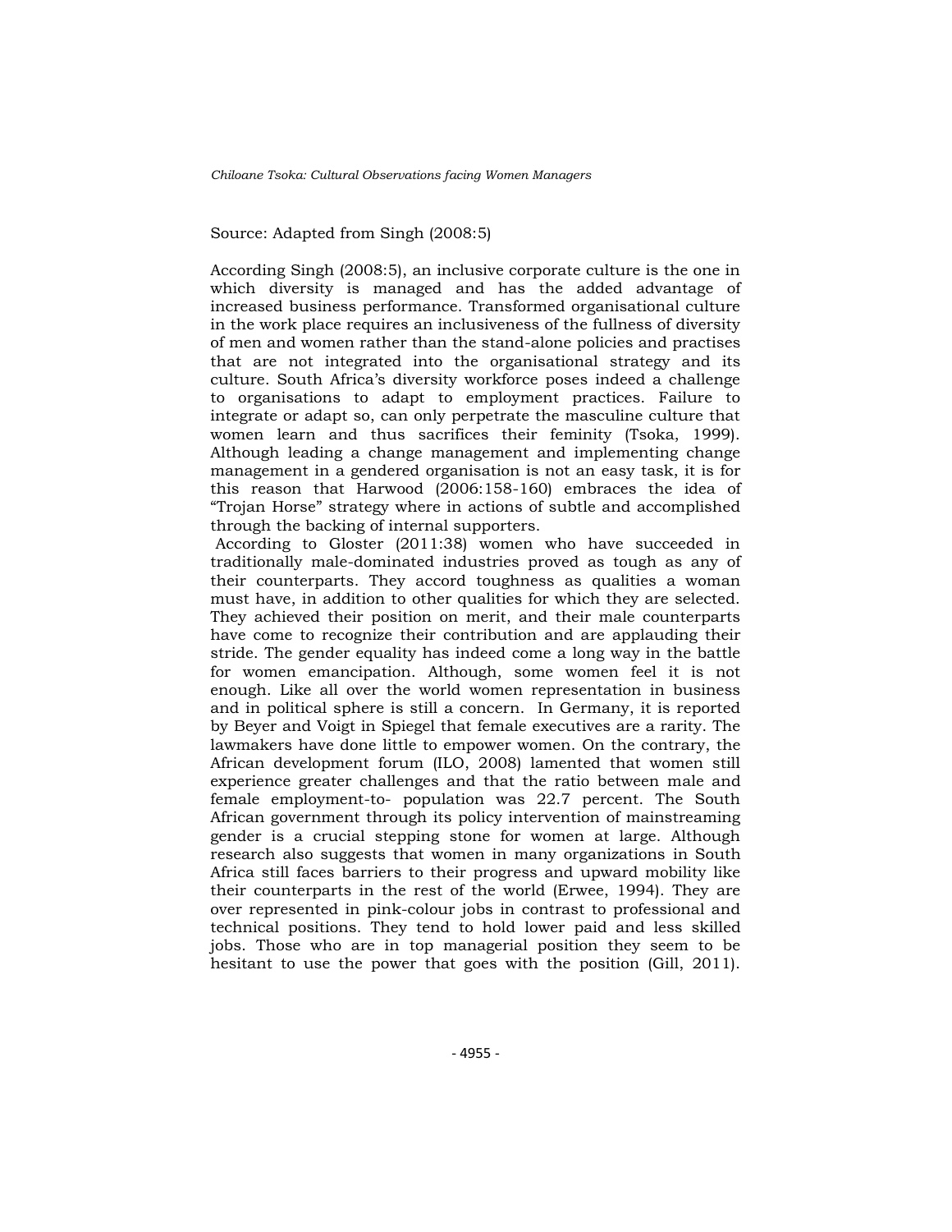Source: Adapted from Singh (2008:5)

According Singh (2008:5), an inclusive corporate culture is the one in which diversity is managed and has the added advantage of increased business performance. Transformed organisational culture in the work place requires an inclusiveness of the fullness of diversity of men and women rather than the stand-alone policies and practises that are not integrated into the organisational strategy and its culture. South Africa's diversity workforce poses indeed a challenge to organisations to adapt to employment practices. Failure to integrate or adapt so, can only perpetrate the masculine culture that women learn and thus sacrifices their feminity (Tsoka, 1999). Although leading a change management and implementing change management in a gendered organisation is not an easy task, it is for this reason that Harwood (2006:158-160) embraces the idea of "Trojan Horse" strategy where in actions of subtle and accomplished through the backing of internal supporters.

According to Gloster (2011:38) women who have succeeded in traditionally male-dominated industries proved as tough as any of their counterparts. They accord toughness as qualities a woman must have, in addition to other qualities for which they are selected. They achieved their position on merit, and their male counterparts have come to recognize their contribution and are applauding their stride. The gender equality has indeed come a long way in the battle for women emancipation. Although, some women feel it is not enough. Like all over the world women representation in business and in political sphere is still a concern. In Germany, it is reported by Beyer and Voigt in Spiegel that female executives are a rarity. The lawmakers have done little to empower women. On the contrary, the African development forum (ILO, 2008) lamented that women still experience greater challenges and that the ratio between male and female employment-to- population was 22.7 percent. The South African government through its policy intervention of mainstreaming gender is a crucial stepping stone for women at large. Although research also suggests that women in many organizations in South Africa still faces barriers to their progress and upward mobility like their counterparts in the rest of the world (Erwee, 1994). They are over represented in pink-colour jobs in contrast to professional and technical positions. They tend to hold lower paid and less skilled jobs. Those who are in top managerial position they seem to be hesitant to use the power that goes with the position (Gill, 2011).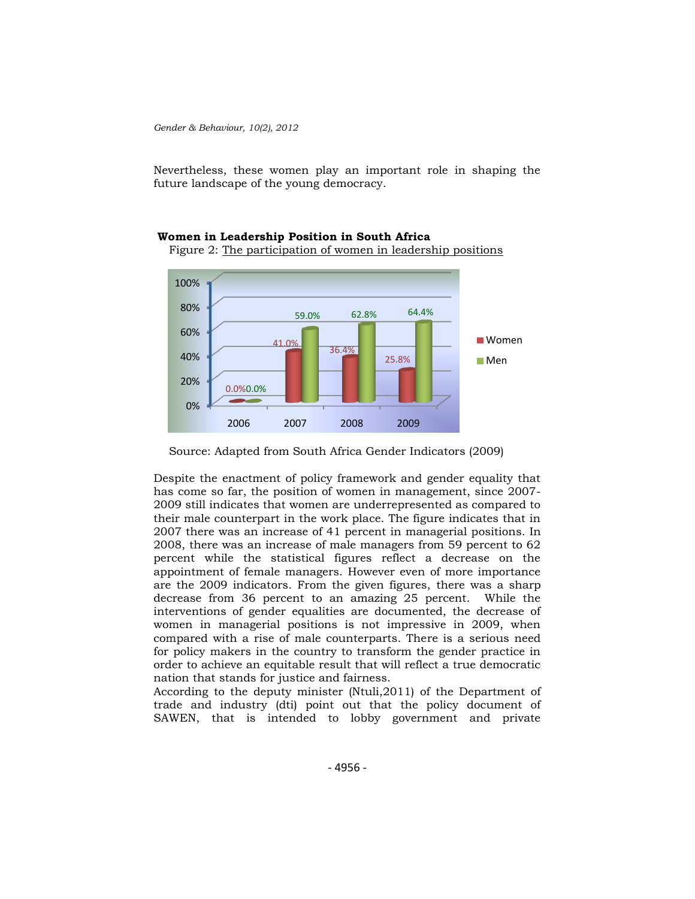Nevertheless, these women play an important role in shaping the future landscape of the young democracy.

**Women in Leadership Position in South Africa**

Figure 2: The participation of women in leadership positions

Source: Adapted from South Africa Gender Indicators (2009)

Despite the enactment of policy framework and gender equality that has come so far, the position of women in management, since 2007-2009 still indicates that women are underrepresented as compared to their male counterpart in the work place. The figure indicates that in 2007 there was an increase of 41 percent in managerial positions. In 2008, there was an increase of male managers from 59 percent to 62 percent while the statistical figures reflect a decrease on the appointment of female managers. However even of more importance are the 2009 indicators. From the given figures, there was a sharp decrease from 36 percent to an amazing 25 percent. While the interventions of gender equalities are documented, the decrease of women in managerial positions is not impressive in 2009, when compared with a rise of male counterparts. There is a serious need for policy makers in the country to transform the gender practice in order to achieve an equitable result that will reflect a true democratic nation that stands for justice and fairness.

According to the deputy minister (Ntuli,2011) of the Department of trade and industry (dti) point out that the policy document of SAWEN, that is intended to lobby government and private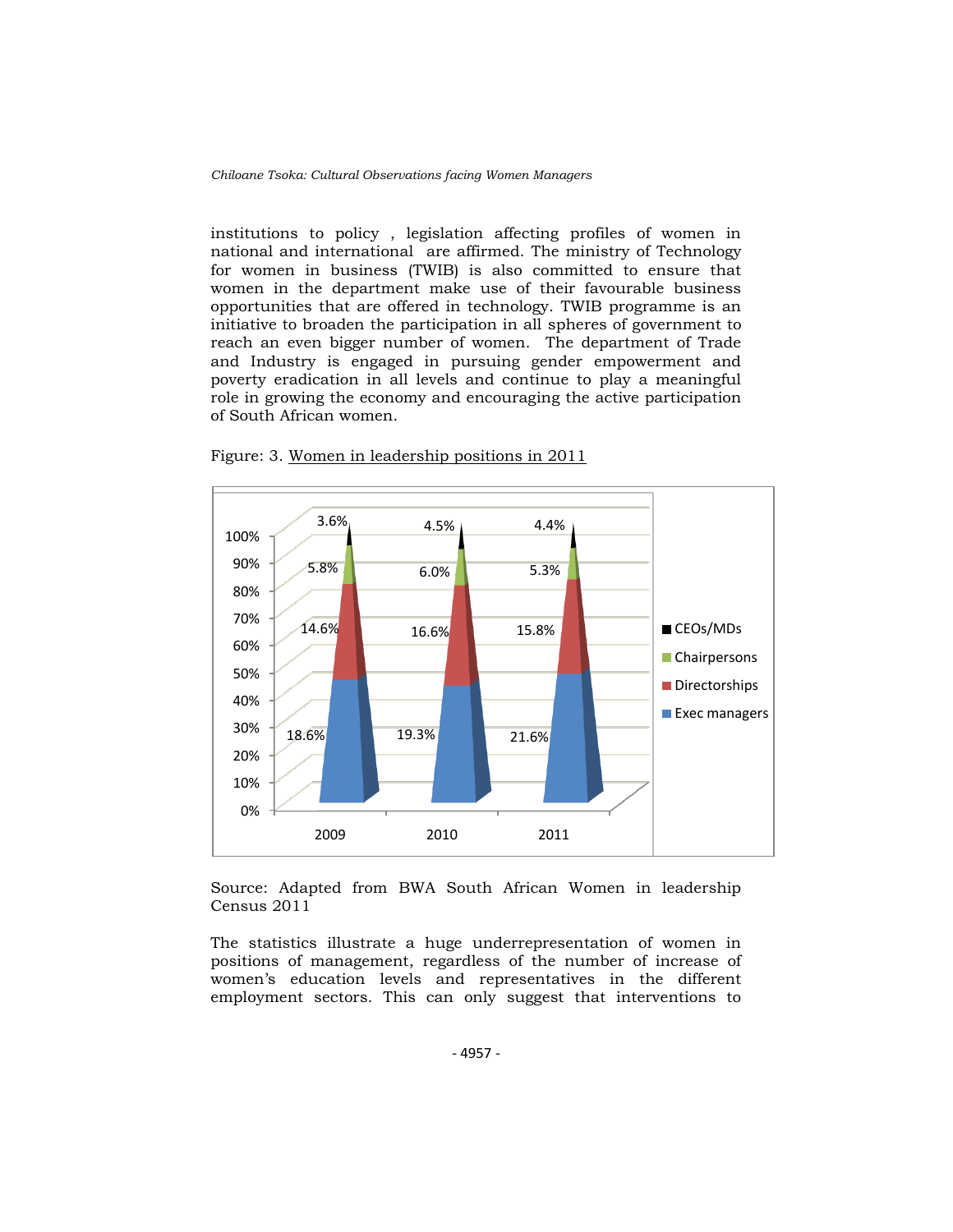institutions to policy , legislation affecting profiles of women in national and international are affirmed. The ministry of Technology for women in business (TWIB) is also committed to ensure that women in the department make use of their favourable business opportunities that are offered in technology. TWIB programme is an initiative to broaden the participation in all spheres of government to reach an even bigger number of women. The department of Trade and Industry is engaged in pursuing gender empowerment and poverty eradication in all levels and continue to play a meaningful role in growing the economy and encouraging the active participation of South African women.

Figure: 3. Women in leadership positions in 2011

| | 2009 | 2010 | 2011 |
|---|---|---|---|
| CEOs/MDs | 3.6% | 4.5% | 4.4% |
| Chairpersons | 5.8% | 6.0% | 5.3% |
| Directorships | 14.6% | 16.6% | 15.8% |
| Exec managers | 18.6% | 19.3% | 21.6% |

Source: Adapted from BWA South African Women in leadership Census 2011

The statistics illustrate a huge underrepresentation of women in positions of management, regardless of the number of increase of women's education levels and representatives in the different employment sectors. This can only suggest that interventions to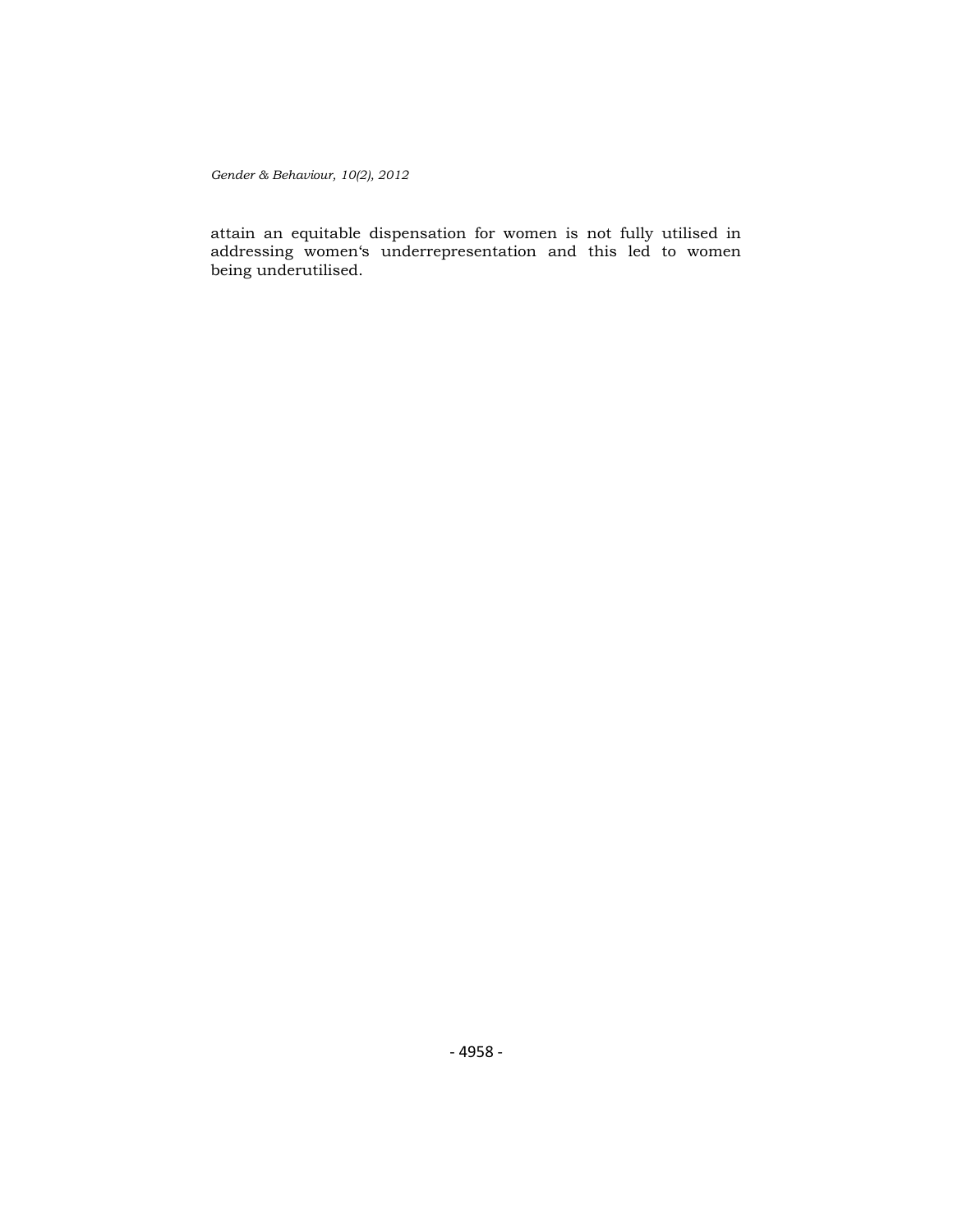attain an equitable dispensation for women is not fully utilised in addressing women's underrepresentation and this led to women being underutilised.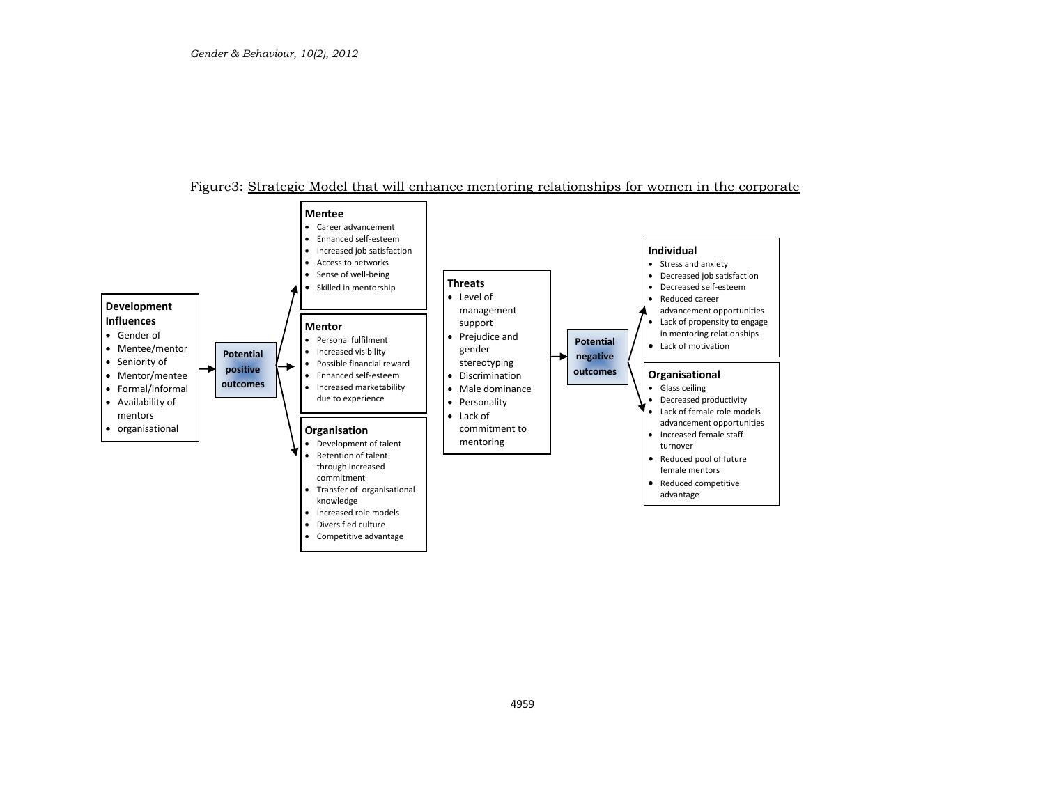Figure3: Strategic Model that will enhance mentoring relationships for women in the corporate

**Development Influences**

- Gender of
- Mentee/mentor
- Seniority of
- Mentor/mentee
- Formal/informal
- Availability of mentors
- organisational

**Potential positive outcomes**

**Mentee**

- Career advancement
- Enhanced self-esteem
- Increased job satisfaction
- Access to networks
- Sense of well-being
- Skilled in mentorship

**Mentor**

- Personal fulfilment
- Increased visibility
- Possible financial reward
- Enhanced self-esteem
- Increased marketability due to experience

**Organisation**

- Development of talent
- Retention of talent through increased commitment
- Transfer of organisational knowledge
- Increased role models
- Diversified culture
- Competitive advantage

**Threats**

- Level of management support
- Prejudice and gender stereotyping
- Discrimination
- Male dominance
- Personality
- Lack of commitment to mentoring

**Potential negative outcomes**

**Individual**

- Stress and anxiety
- Decreased job satisfaction
- Decreased self-esteem
- Reduced career advancement opportunities
- Lack of propensity to engage in mentoring relationships
- Lack of motivation

**Organisational**

- Glass ceiling
- Decreased productivity
- Lack of female role models advancement opportunities
- Increased female staff turnover
- Reduced pool of future female mentors
- Reduced competitive advantage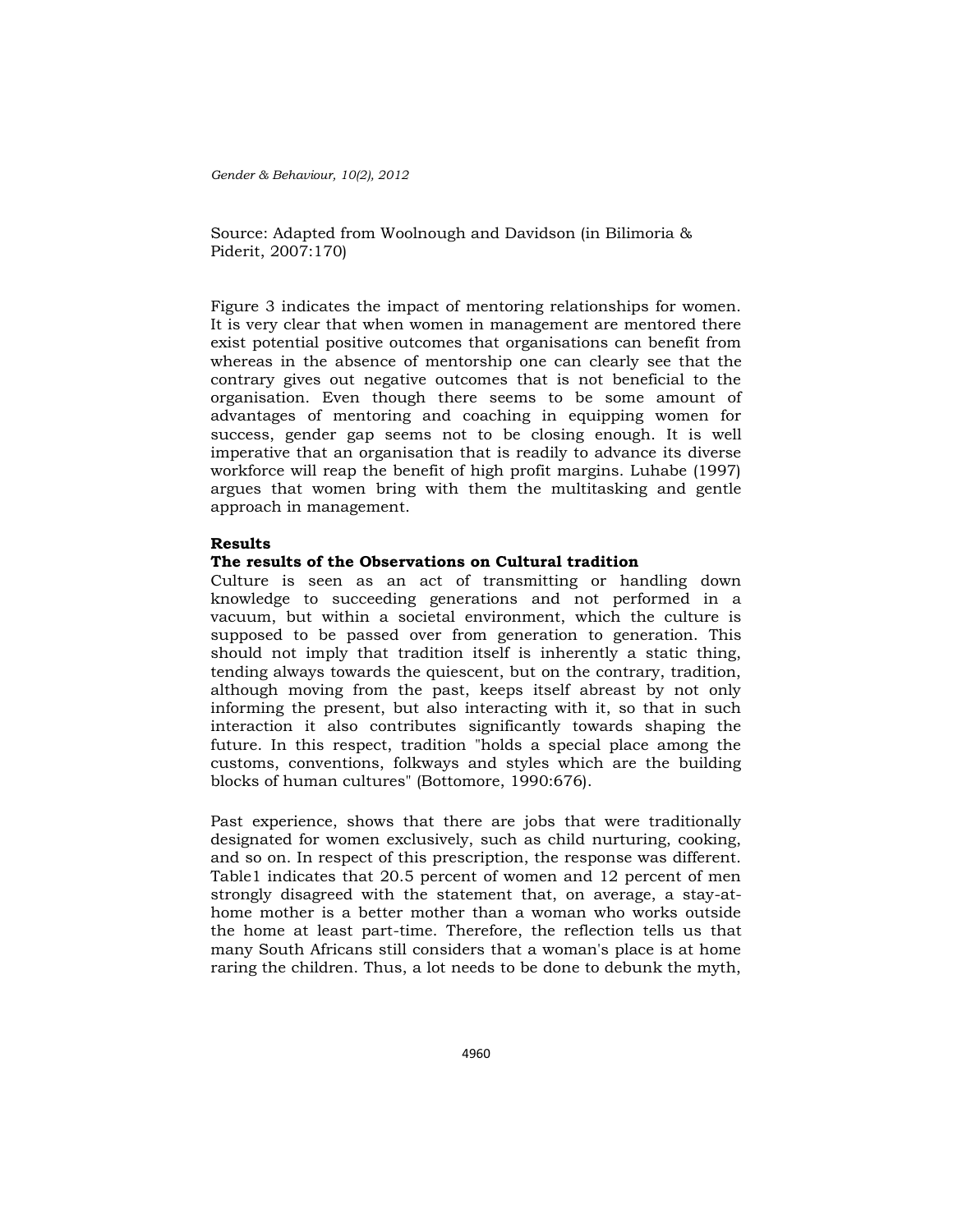Source: Adapted from Woolnough and Davidson (in Bilimoria & Piderit, 2007:170)

Figure 3 indicates the impact of mentoring relationships for women. It is very clear that when women in management are mentored there exist potential positive outcomes that organisations can benefit from whereas in the absence of mentorship one can clearly see that the contrary gives out negative outcomes that is not beneficial to the organisation. Even though there seems to be some amount of advantages of mentoring and coaching in equipping women for success, gender gap seems not to be closing enough. It is well imperative that an organisation that is readily to advance its diverse workforce will reap the benefit of high profit margins. Luhabe (1997) argues that women bring with them the multitasking and gentle approach in management.

**Results**

**The results of the Observations on Cultural tradition**

Culture is seen as an act of transmitting or handling down knowledge to succeeding generations and not performed in a vacuum, but within a societal environment, which the culture is supposed to be passed over from generation to generation. This should not imply that tradition itself is inherently a static thing, tending always towards the quiescent, but on the contrary, tradition, although moving from the past, keeps itself abreast by not only informing the present, but also interacting with it, so that in such interaction it also contributes significantly towards shaping the future. In this respect, tradition "holds a special place among the customs, conventions, folkways and styles which are the building blocks of human cultures" (Bottomore, 1990:676).

Past experience, shows that there are jobs that were traditionally designated for women exclusively, such as child nurturing, cooking, and so on. In respect of this prescription, the response was different. Table1 indicates that 20.5 percent of women and 12 percent of men strongly disagreed with the statement that, on average, a stay-at-home mother is a better mother than a woman who works outside the home at least part-time. Therefore, the reflection tells us that many South Africans still considers that a woman's place is at home raring the children. Thus, a lot needs to be done to debunk the myth,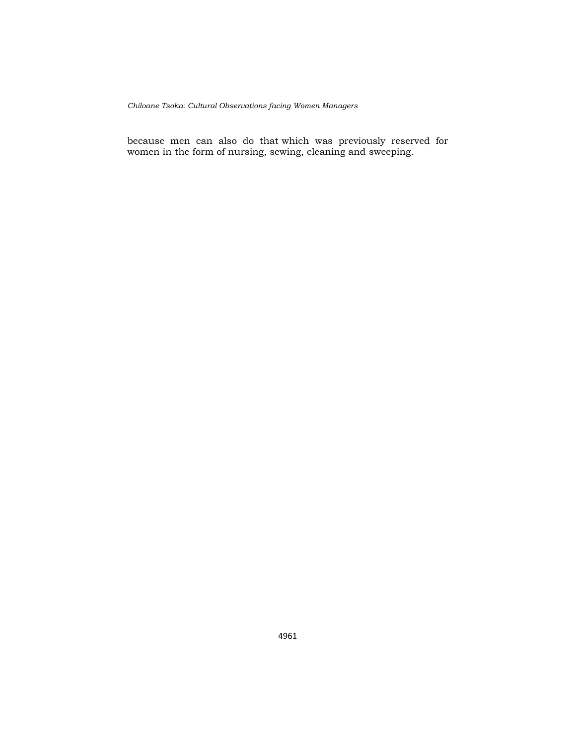because men can also do that which was previously reserved for women in the form of nursing, sewing, cleaning and sweeping.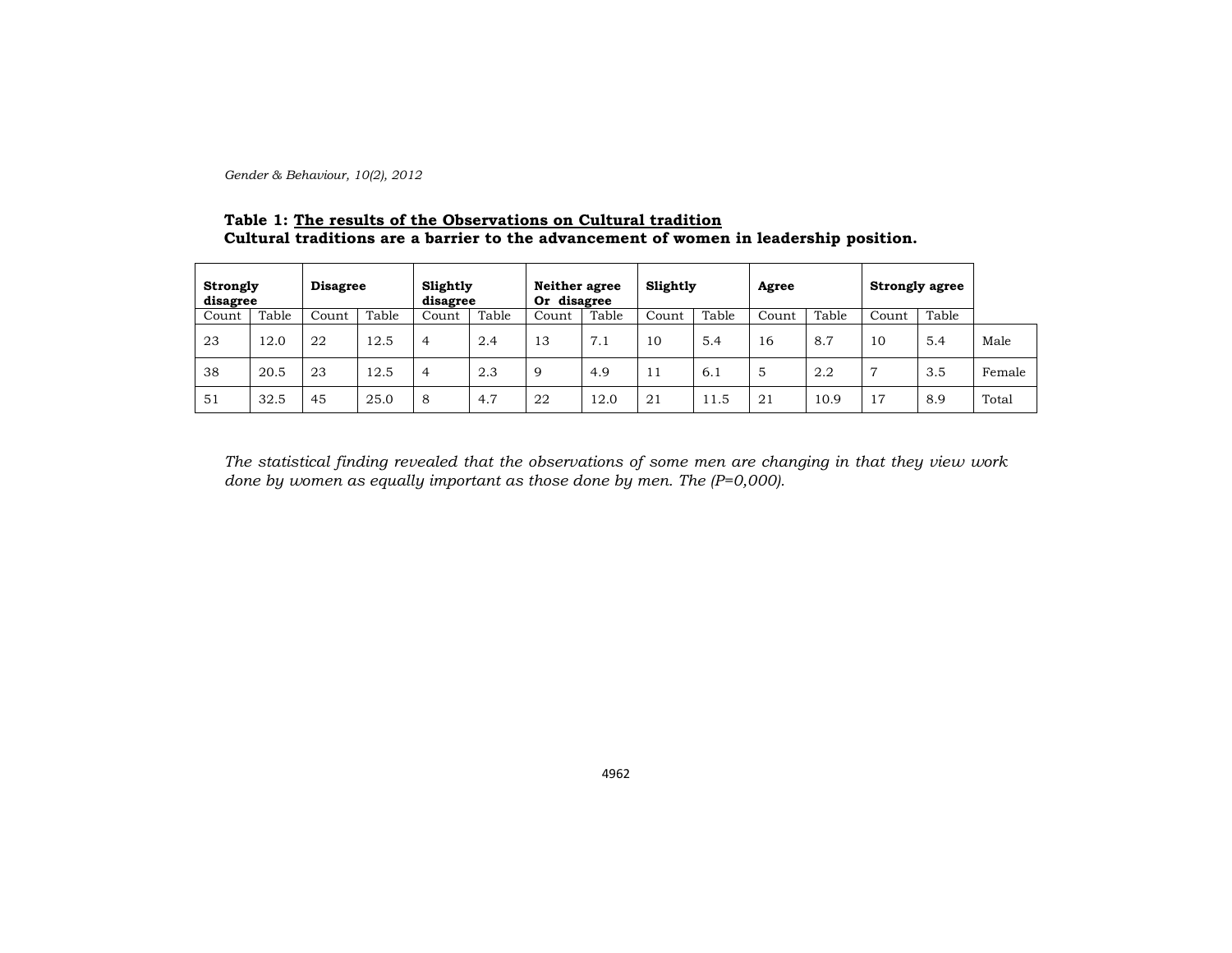**Table 1: The results of the Observations on Cultural tradition**
**Cultural traditions are a barrier to the advancement of women in leadership position.**

| **Strongly disagree** | | **Disagree** | | **Slightly disagree** | | **Neither agree Or disagree** | | **Slightly** | | **Agree** | | **Strongly agree** | | |
|---|---|---|---|---|---|---|---|---|---|---|---|---|---|---|
| Count | Table | Count | Table | Count | Table | Count | Table | Count | Table | Count | Table | Count | Table | |
| 23 | 12.0 | 22 | 12.5 | 4 | 2.4 | 13 | 7.1 | 10 | 5.4 | 16 | 8.7 | 10 | 5.4 | Male |
| 38 | 20.5 | 23 | 12.5 | 4 | 2.3 | 9 | 4.9 | 11 | 6.1 | 5 | 2.2 | 7 | 3.5 | Female |
| 51 | 32.5 | 45 | 25.0 | 8 | 4.7 | 22 | 12.0 | 21 | 11.5 | 21 | 10.9 | 17 | 8.9 | Total |

*The statistical finding revealed that the observations of some men are changing in that they view work done by women as equally important as those done by men. The (P=0,000).*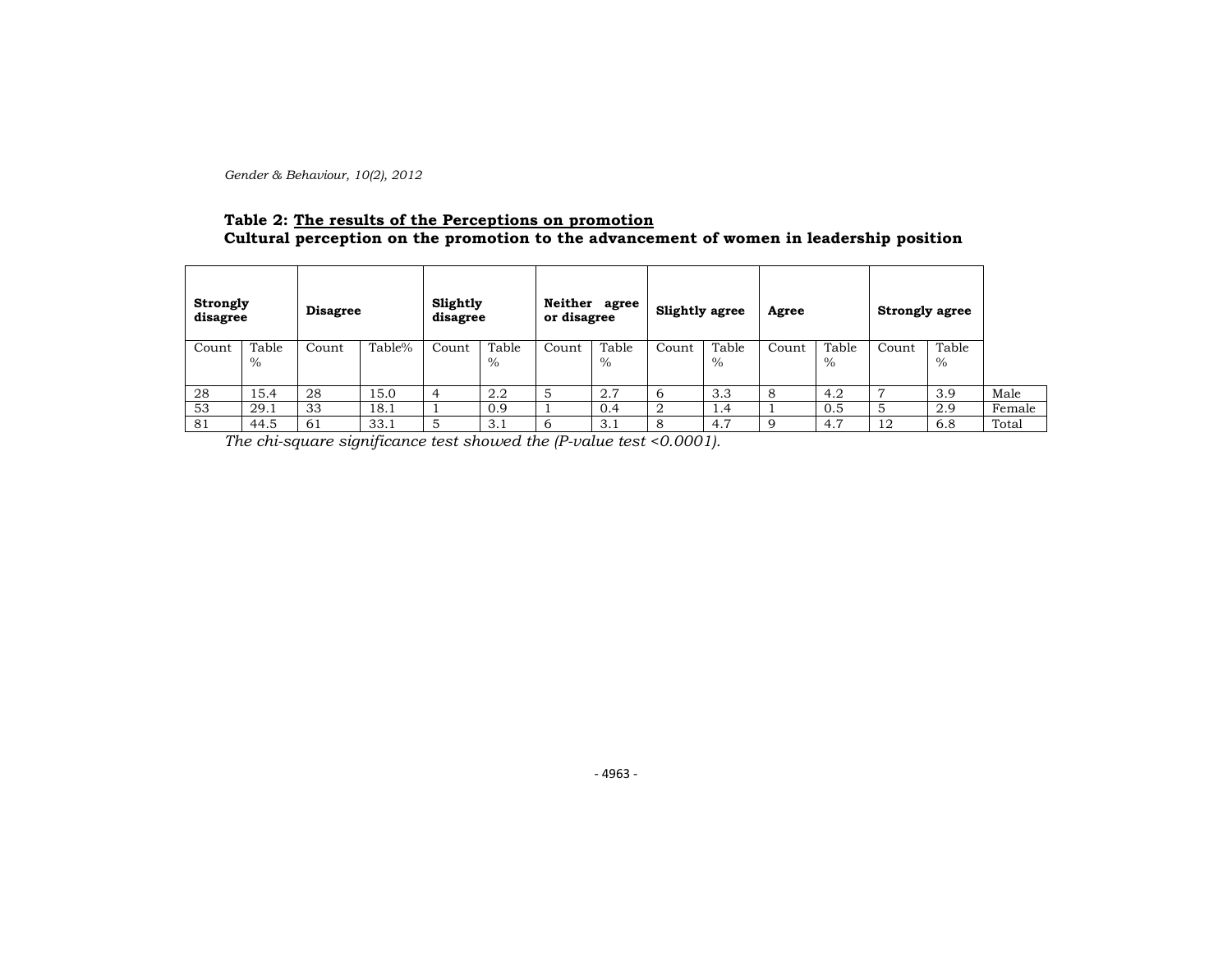**Table 2: The results of the Perceptions on promotion**
**Cultural perception on the promotion to the advancement of women in leadership position**

| **Strongly disagree** | | **Disagree** | | **Slightly disagree** | | **Neither agree or disagree** | | **Slightly agree** | | **Agree** | | **Strongly agree** | | |
|---|---|---|---|---|---|---|---|---|---|---|---|---|---|---|
| Count | Table % | Count | Table% | Count | Table % | Count | Table % | Count | Table % | Count | Table % | Count | Table % | |
| 28 | 15.4 | 28 | 15.0 | 4 | 2.2 | 5 | 2.7 | 6 | 3.3 | 8 | 4.2 | 7 | 3.9 | Male |
| 53 | 29.1 | 33 | 18.1 | 1 | 0.9 | 1 | 0.4 | 2 | 1.4 | 1 | 0.5 | 5 | 2.9 | Female |
| 81 | 44.5 | 61 | 33.1 | 5 | 3.1 | 6 | 3.1 | 8 | 4.7 | 9 | 4.7 | 12 | 6.8 | Total |

*The chi-square significance test showed the (P-value test <0.0001).*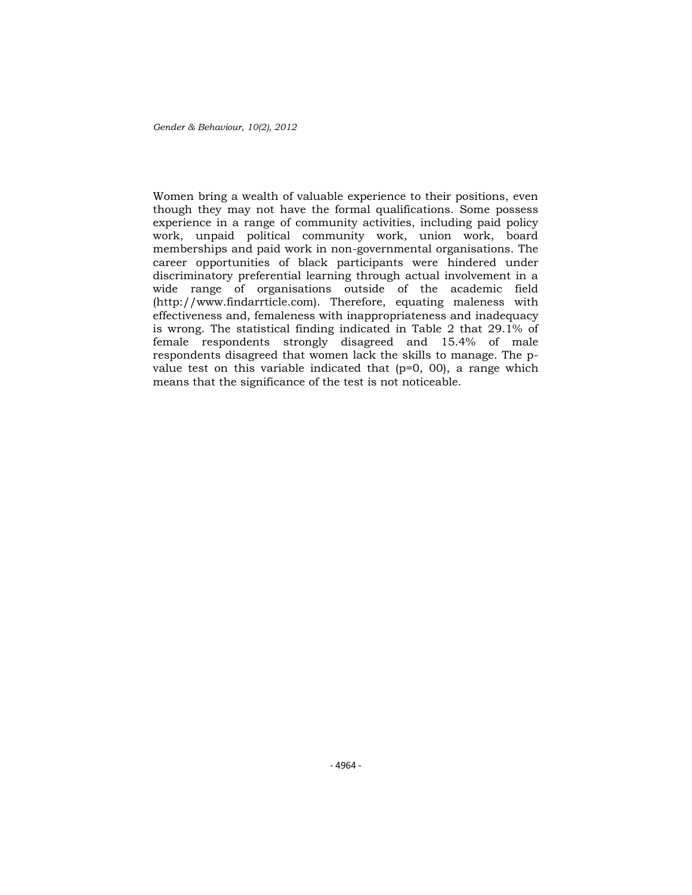Women bring a wealth of valuable experience to their positions, even though they may not have the formal qualifications. Some possess experience in a range of community activities, including paid policy work, unpaid political community work, union work, board memberships and paid work in non-governmental organisations. The career opportunities of black participants were hindered under discriminatory preferential learning through actual involvement in a wide range of organisations outside of the academic field (http://www.findarrticle.com). Therefore, equating maleness with effectiveness and, femaleness with inappropriateness and inadequacy is wrong. The statistical finding indicated in Table 2 that 29.1% of female respondents strongly disagreed and 15.4% of male respondents disagreed that women lack the skills to manage. The p-value test on this variable indicated that (p=0, 00), a range which means that the significance of the test is not noticeable.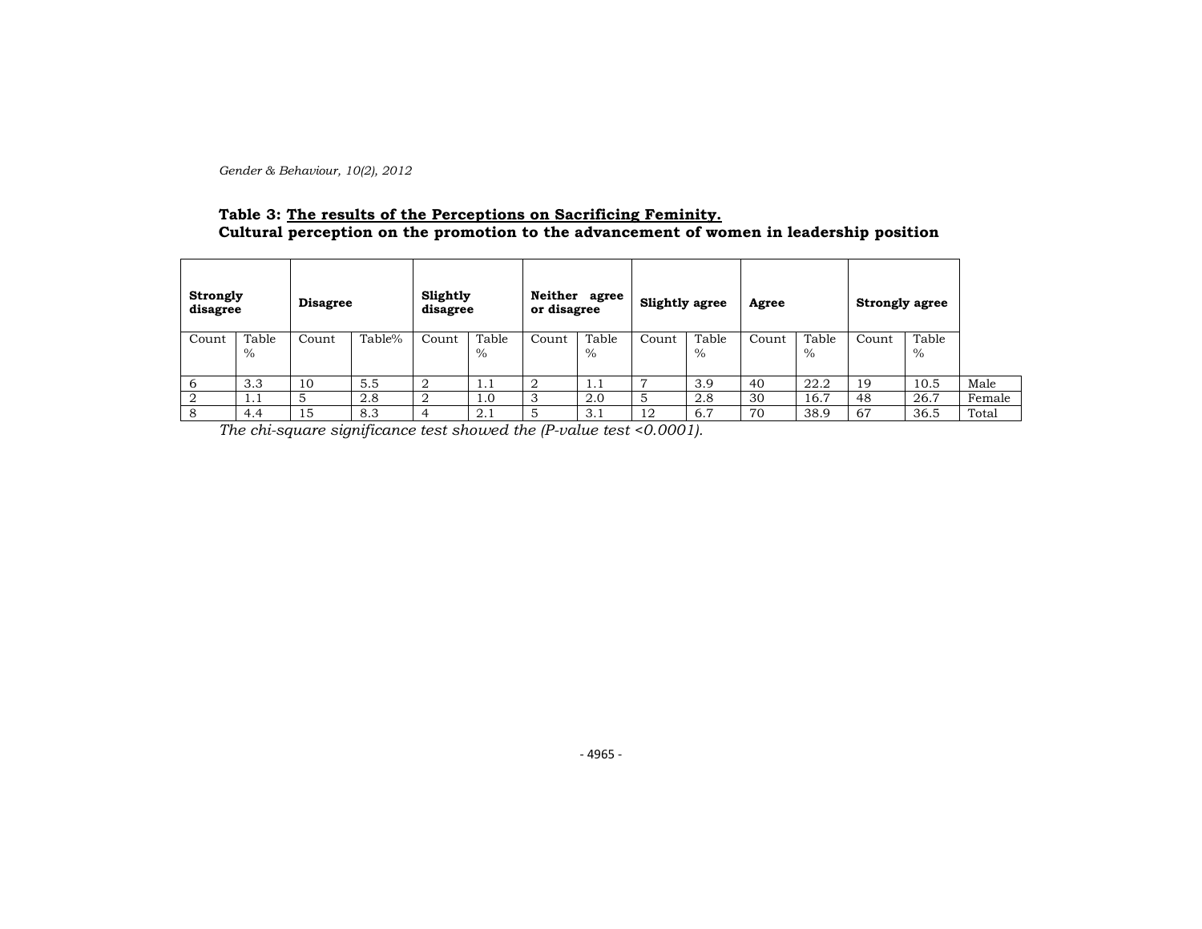**Table 3: The results of the Perceptions on Sacrificing Feminity.**
**Cultural perception on the promotion to the advancement of women in leadership position**

| Strongly disagree | | Disagree | | Slightly disagree | | Neither agree or disagree | | Slightly agree | | Agree | | Strongly agree | | |
|---|---|---|---|---|---|---|---|---|---|---|---|---|---|---|
| Count | Table % | Count | Table% | Count | Table % | Count | Table % | Count | Table % | Count | Table % | Count | Table % | |
| 6 | 3.3 | 10 | 5.5 | 2 | 1.1 | 2 | 1.1 | 7 | 3.9 | 40 | 22.2 | 19 | 10.5 | Male |
| 2 | 1.1 | 5 | 2.8 | 2 | 1.0 | 3 | 2.0 | 5 | 2.8 | 30 | 16.7 | 48 | 26.7 | Female |
| 8 | 4.4 | 15 | 8.3 | 4 | 2.1 | 5 | 3.1 | 12 | 6.7 | 70 | 38.9 | 67 | 36.5 | Total |

*The chi-square significance test showed the (P-value test <0.0001).*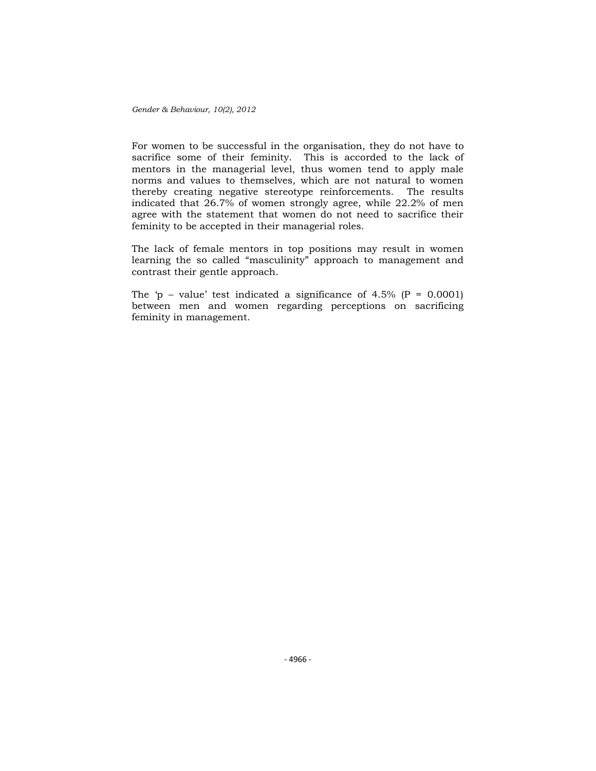For women to be successful in the organisation, they do not have to sacrifice some of their feminity. This is accorded to the lack of mentors in the managerial level, thus women tend to apply male norms and values to themselves, which are not natural to women thereby creating negative stereotype reinforcements. The results indicated that 26.7% of women strongly agree, while 22.2% of men agree with the statement that women do not need to sacrifice their feminity to be accepted in their managerial roles.

The lack of female mentors in top positions may result in women learning the so called "masculinity" approach to management and contrast their gentle approach.

The 'p – value' test indicated a significance of 4.5% ($P = 0.0001$) between men and women regarding perceptions on sacrificing feminity in management.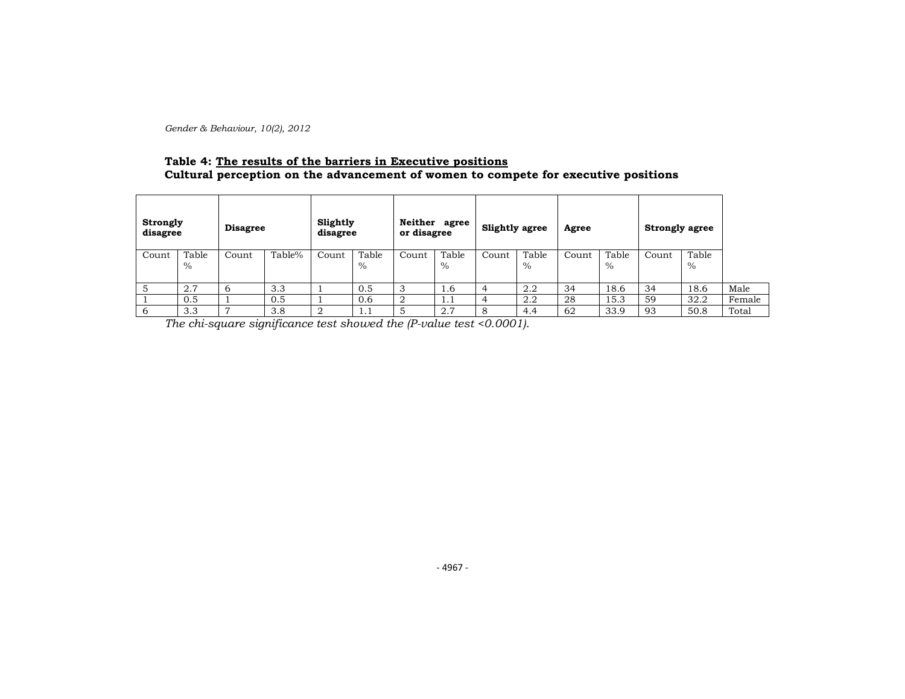**Table 4: <u>The results of the barriers in Executive positions</u>**
**Cultural perception on the advancement of women to compete for executive positions**

| **Strongly disagree** | | **Disagree** | | **Slightly disagree** | | **Neither agree or disagree** | | **Slightly agree** | | **Agree** | | **Strongly agree** | | |
|---|---|---|---|---|---|---|---|---|---|---|---|---|---|---|
| Count | Table % | Count | Table% | Count | Table % | Count | Table % | Count | Table % | Count | Table % | Count | Table % | |
| 5 | 2.7 | 6 | 3.3 | 1 | 0.5 | 3 | 1.6 | 4 | 2.2 | 34 | 18.6 | 34 | 18.6 | Male |
| 1 | 0.5 | 1 | 0.5 | 1 | 0.6 | 2 | 1.1 | 4 | 2.2 | 28 | 15.3 | 59 | 32.2 | Female |
| 6 | 3.3 | 7 | 3.8 | 2 | 1.1 | 5 | 2.7 | 8 | 4.4 | 62 | 33.9 | 93 | 50.8 | Total |

*The chi-square significance test showed the (P-value test <0.0001).*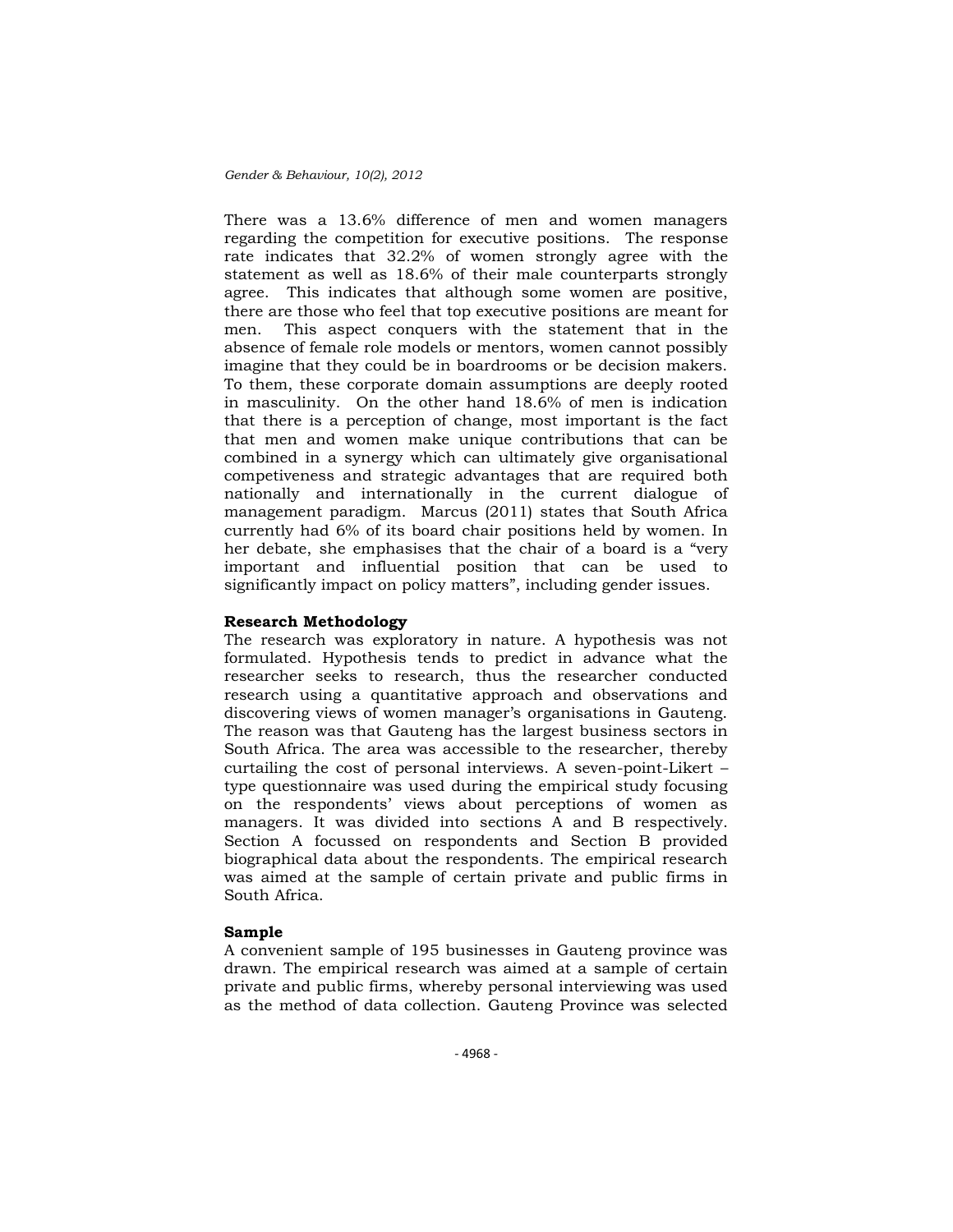There was a 13.6% difference of men and women managers regarding the competition for executive positions. The response rate indicates that 32.2% of women strongly agree with the statement as well as 18.6% of their male counterparts strongly agree. This indicates that although some women are positive, there are those who feel that top executive positions are meant for men. This aspect conquers with the statement that in the absence of female role models or mentors, women cannot possibly imagine that they could be in boardrooms or be decision makers. To them, these corporate domain assumptions are deeply rooted in masculinity. On the other hand 18.6% of men is indication that there is a perception of change, most important is the fact that men and women make unique contributions that can be combined in a synergy which can ultimately give organisational competiveness and strategic advantages that are required both nationally and internationally in the current dialogue of management paradigm. Marcus (2011) states that South Africa currently had 6% of its board chair positions held by women. In her debate, she emphasises that the chair of a board is a "very important and influential position that can be used to significantly impact on policy matters", including gender issues.

**Research Methodology**

The research was exploratory in nature. A hypothesis was not formulated. Hypothesis tends to predict in advance what the researcher seeks to research, thus the researcher conducted research using a quantitative approach and observations and discovering views of women manager's organisations in Gauteng. The reason was that Gauteng has the largest business sectors in South Africa. The area was accessible to the researcher, thereby curtailing the cost of personal interviews. A seven-point-Likert –type questionnaire was used during the empirical study focusing on the respondents' views about perceptions of women as managers. It was divided into sections A and B respectively. Section A focussed on respondents and Section B provided biographical data about the respondents. The empirical research was aimed at the sample of certain private and public firms in South Africa.

**Sample**

A convenient sample of 195 businesses in Gauteng province was drawn. The empirical research was aimed at a sample of certain private and public firms, whereby personal interviewing was used as the method of data collection. Gauteng Province was selected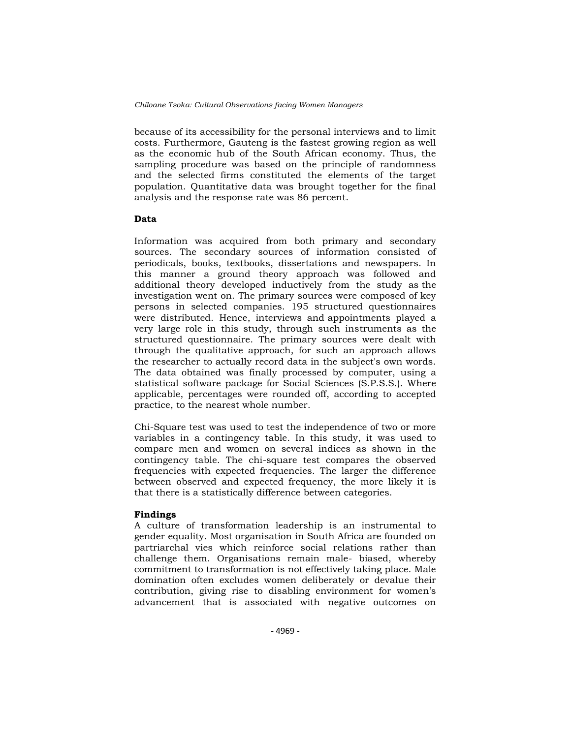because of its accessibility for the personal interviews and to limit costs. Furthermore, Gauteng is the fastest growing region as well as the economic hub of the South African economy. Thus, the sampling procedure was based on the principle of randomness and the selected firms constituted the elements of the target population. Quantitative data was brought together for the final analysis and the response rate was 86 percent.

**Data**

Information was acquired from both primary and secondary sources. The secondary sources of information consisted of periodicals, books, textbooks, dissertations and newspapers. In this manner a ground theory approach was followed and additional theory developed inductively from the study as the investigation went on. The primary sources were composed of key persons in selected companies. 195 structured questionnaires were distributed. Hence, interviews and appointments played a very large role in this study, through such instruments as the structured questionnaire. The primary sources were dealt with through the qualitative approach, for such an approach allows the researcher to actually record data in the subject's own words. The data obtained was finally processed by computer, using a statistical software package for Social Sciences (S.P.S.S.). Where applicable, percentages were rounded off, according to accepted practice, to the nearest whole number.

Chi-Square test was used to test the independence of two or more variables in a contingency table. In this study, it was used to compare men and women on several indices as shown in the contingency table. The chi-square test compares the observed frequencies with expected frequencies. The larger the difference between observed and expected frequency, the more likely it is that there is a statistically difference between categories.

**Findings**

A culture of transformation leadership is an instrumental to gender equality. Most organisation in South Africa are founded on partriarchal vies which reinforce social relations rather than challenge them. Organisations remain male- biased, whereby commitment to transformation is not effectively taking place. Male domination often excludes women deliberately or devalue their contribution, giving rise to disabling environment for women's advancement that is associated with negative outcomes on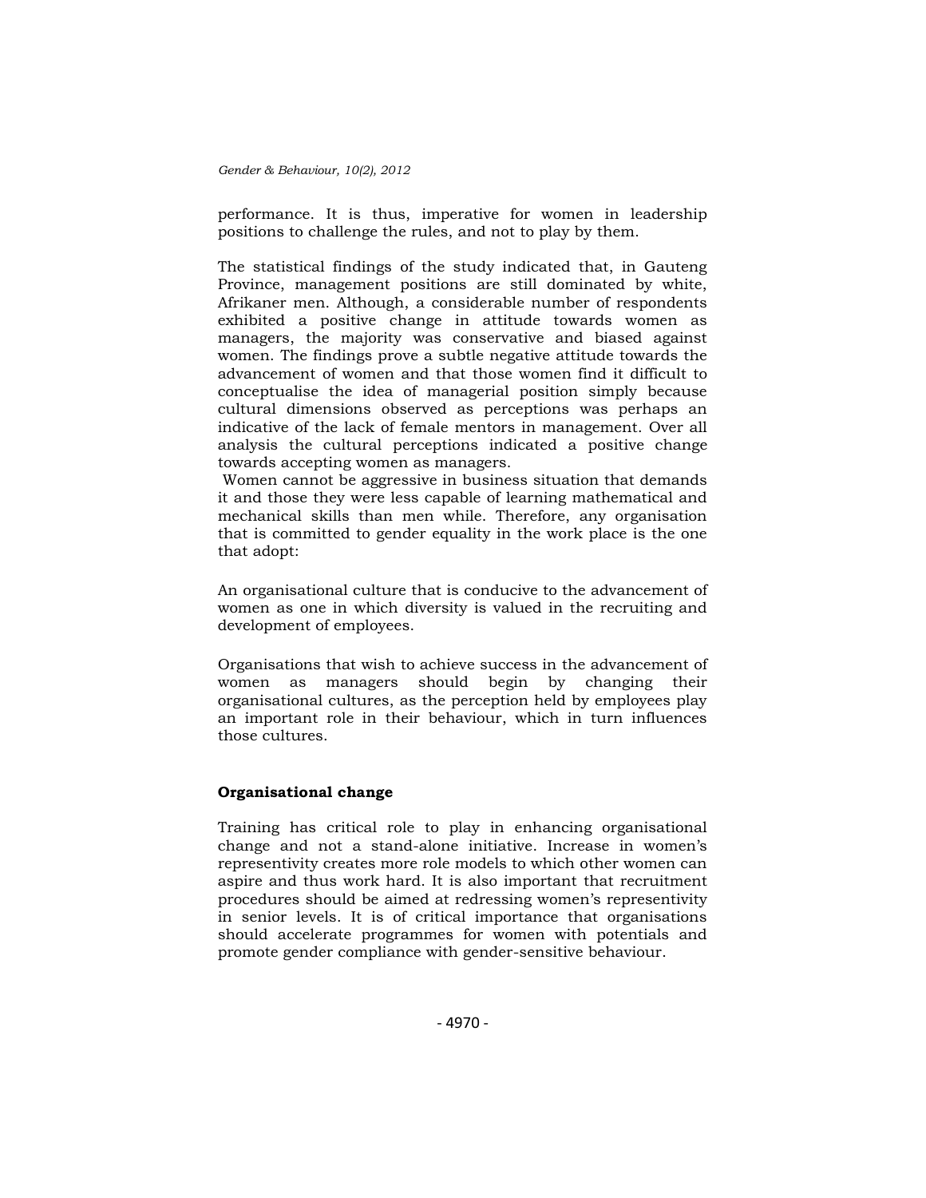performance. It is thus, imperative for women in leadership positions to challenge the rules, and not to play by them.

The statistical findings of the study indicated that, in Gauteng Province, management positions are still dominated by white, Afrikaner men. Although, a considerable number of respondents exhibited a positive change in attitude towards women as managers, the majority was conservative and biased against women. The findings prove a subtle negative attitude towards the advancement of women and that those women find it difficult to conceptualise the idea of managerial position simply because cultural dimensions observed as perceptions was perhaps an indicative of the lack of female mentors in management. Over all analysis the cultural perceptions indicated a positive change towards accepting women as managers.

Women cannot be aggressive in business situation that demands it and those they were less capable of learning mathematical and mechanical skills than men while. Therefore, any organisation that is committed to gender equality in the work place is the one that adopt:

An organisational culture that is conducive to the advancement of women as one in which diversity is valued in the recruiting and development of employees.

Organisations that wish to achieve success in the advancement of women as managers should begin by changing their organisational cultures, as the perception held by employees play an important role in their behaviour, which in turn influences those cultures.

**Organisational change**

Training has critical role to play in enhancing organisational change and not a stand-alone initiative. Increase in women's representivity creates more role models to which other women can aspire and thus work hard. It is also important that recruitment procedures should be aimed at redressing women's representivity in senior levels. It is of critical importance that organisations should accelerate programmes for women with potentials and promote gender compliance with gender-sensitive behaviour.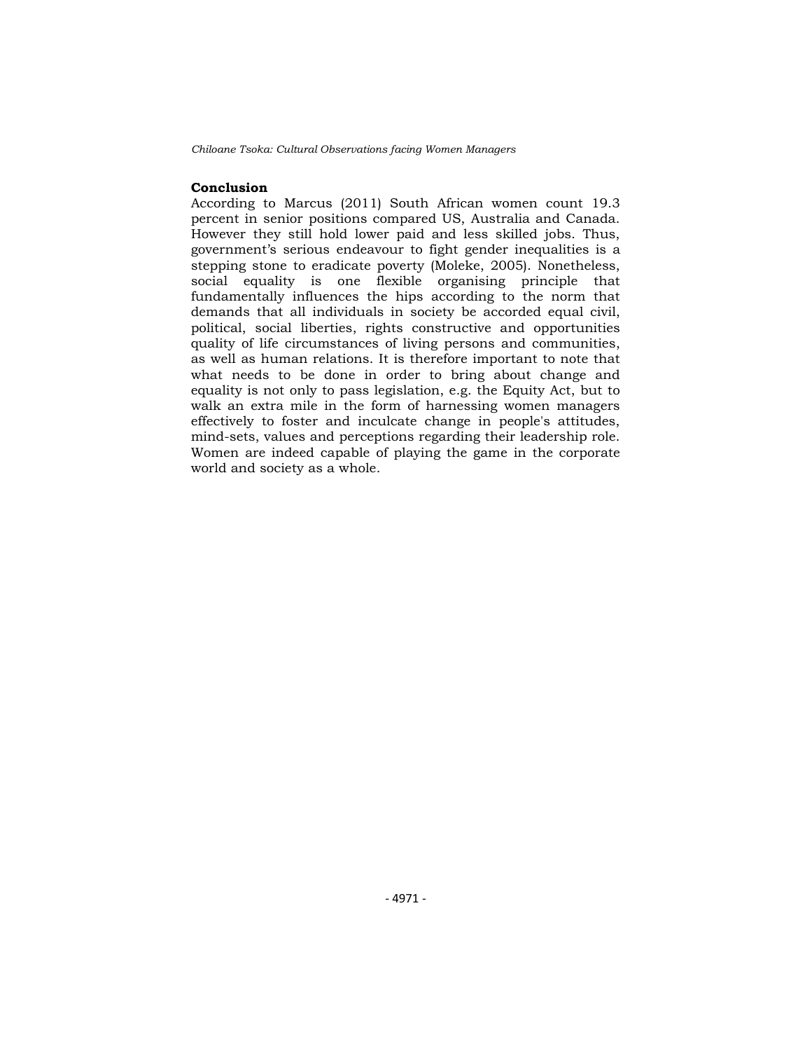**Conclusion**

According to Marcus (2011) South African women count 19.3 percent in senior positions compared US, Australia and Canada. However they still hold lower paid and less skilled jobs. Thus, government's serious endeavour to fight gender inequalities is a stepping stone to eradicate poverty (Moleke, 2005). Nonetheless, social equality is one flexible organising principle that fundamentally influences the hips according to the norm that demands that all individuals in society be accorded equal civil, political, social liberties, rights constructive and opportunities quality of life circumstances of living persons and communities, as well as human relations. It is therefore important to note that what needs to be done in order to bring about change and equality is not only to pass legislation, e.g. the Equity Act, but to walk an extra mile in the form of harnessing women managers effectively to foster and inculcate change in people's attitudes, mind-sets, values and perceptions regarding their leadership role. Women are indeed capable of playing the game in the corporate world and society as a whole.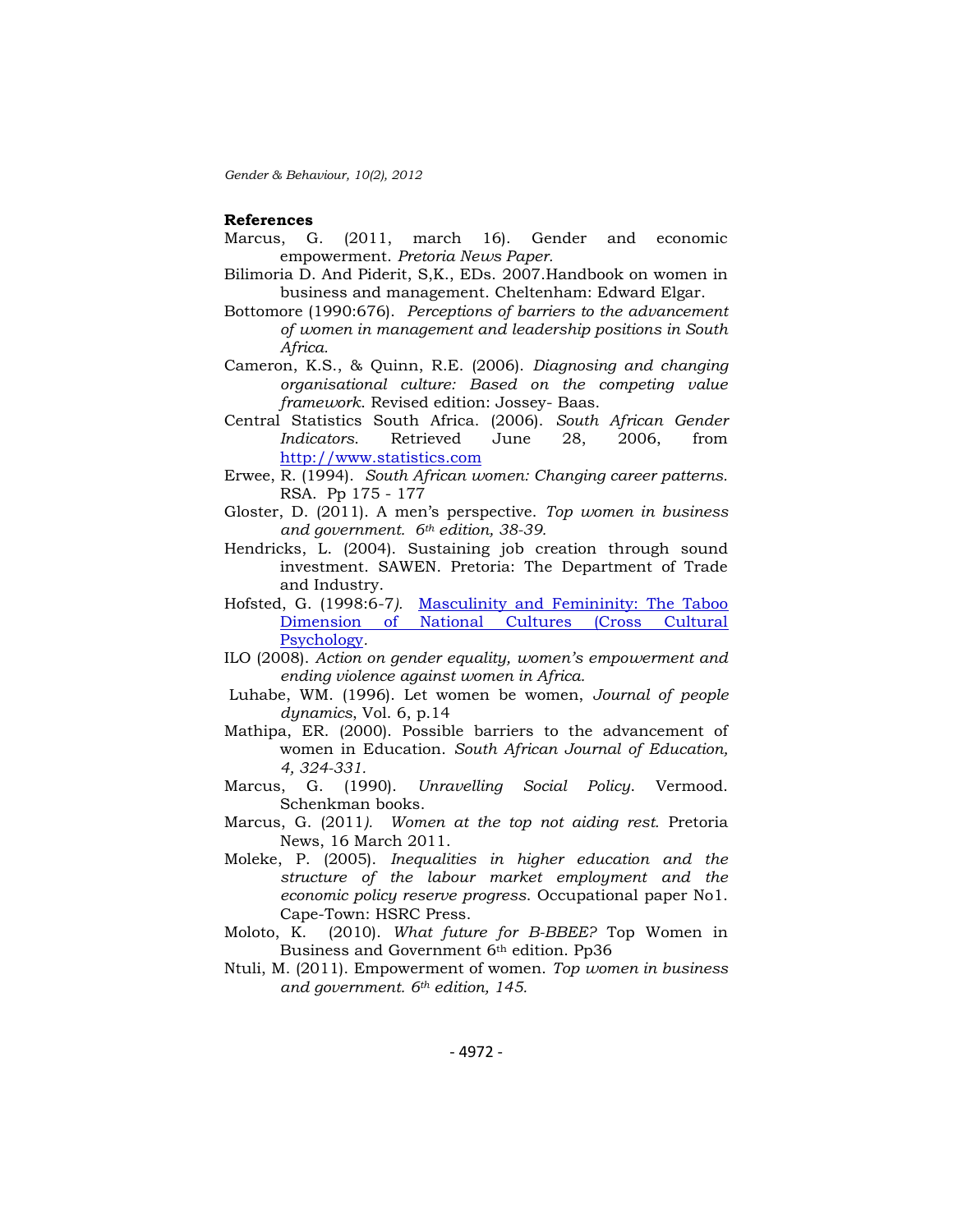**References**

Marcus, G. (2011, march 16). Gender and economic empowerment. *Pretoria News Paper.*

Bilimoria D. And Piderit, S,K., EDs. 2007.Handbook on women in business and management. Cheltenham: Edward Elgar.

Bottomore (1990:676). *Perceptions of barriers to the advancement of women in management and leadership positions in South Africa.*

Cameron, K.S., & Quinn, R.E. (2006). *Diagnosing and changing organisational culture: Based on the competing value framework*. Revised edition: Jossey- Baas.

Central Statistics South Africa. (2006). *South African Gender Indicators.* Retrieved June 28, 2006, from http://www.statistics.com

Erwee, R. (1994). *South African women: Changing career patterns.* RSA. Pp 175 - 177

Gloster, D. (2011). A men's perspective. *Top women in business and government. 6th edition, 38-39.*

Hendricks, L. (2004). Sustaining job creation through sound investment. SAWEN. Pretoria: The Department of Trade and Industry.

Hofsted, G. (1998:6-7*).* Masculinity and Femininity: The Taboo Dimension of National Cultures (Cross Cultural Psychology.

ILO (2008). *Action on gender equality, women's empowerment and ending violence against women in Africa.*

Luhabe, WM. (1996). Let women be women, *Journal of people dynamics*, Vol. 6, p.14

Mathipa, ER. (2000). Possible barriers to the advancement of women in Education. *South African Journal of Education, 4, 324-331.*

Marcus, G. (1990). *Unravelling Social Policy.* Vermood. Schenkman books.

Marcus, G. (2011*). Women at the top not aiding rest.* Pretoria News, 16 March 2011.

Moleke, P. (2005). *Inequalities in higher education and the structure of the labour market employment and the economic policy reserve progress.* Occupational paper No1. Cape-Town: HSRC Press.

Moloto, K. (2010). *What future for B-BBEE?* Top Women in Business and Government 6th edition. Pp36

Ntuli, M. (2011). Empowerment of women. *Top women in business and government. 6th edition, 145.*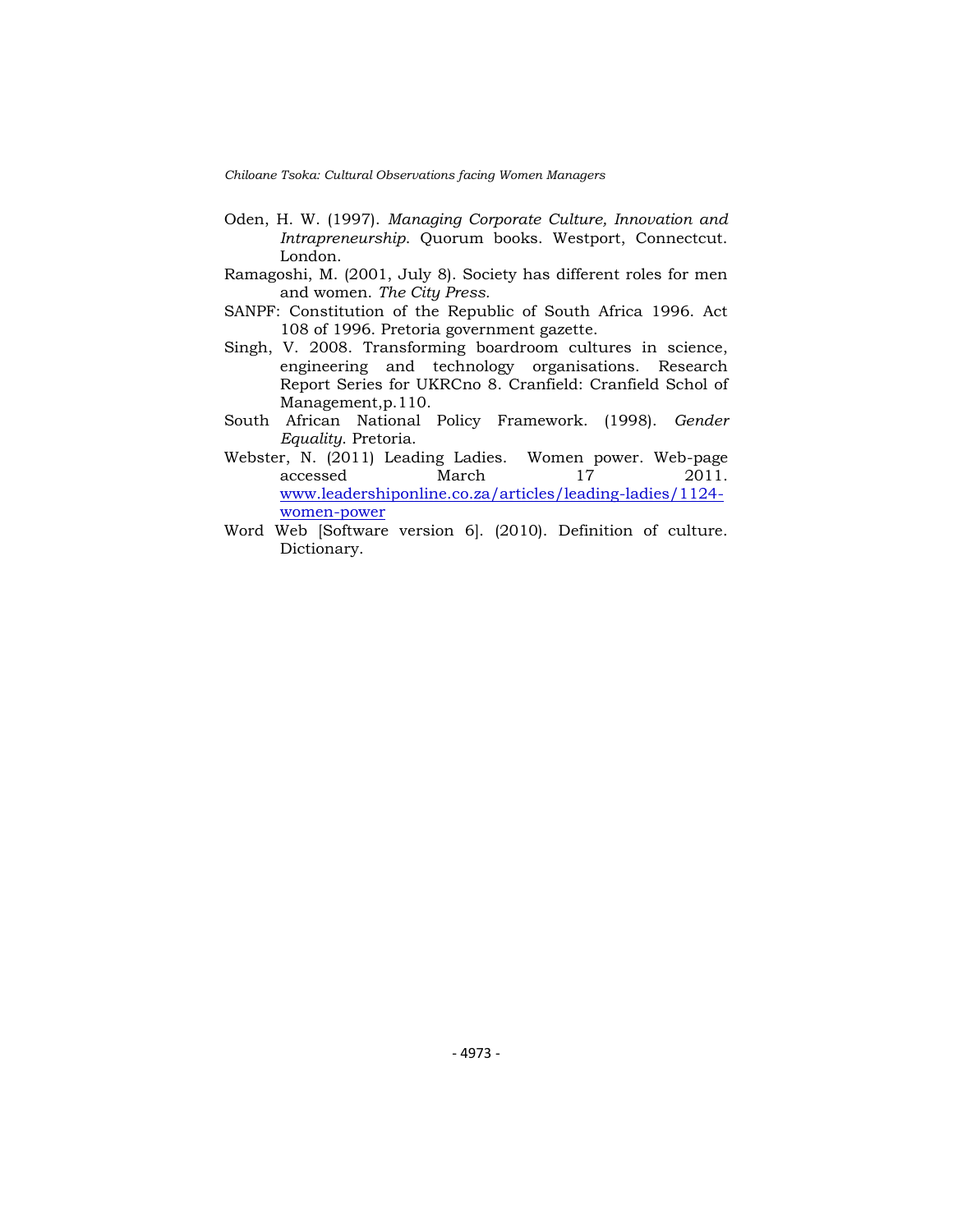Oden, H. W. (1997). *Managing Corporate Culture, Innovation and Intrapreneurship*. Quorum books. Westport, Connectcut. London.

Ramagoshi, M. (2001, July 8). Society has different roles for men and women. *The City Press.*

SANPF: Constitution of the Republic of South Africa 1996. Act 108 of 1996. Pretoria government gazette.

Singh, V. 2008. Transforming boardroom cultures in science, engineering and technology organisations. Research Report Series for UKRCno 8. Cranfield: Cranfield Schol of Management,p.110.

South African National Policy Framework. (1998). *Gender Equality*. Pretoria.

Webster, N. (2011) Leading Ladies. Women power. Web-page accessed March 17 2011. www.leadershiponline.co.za/articles/leading-ladies/1124-women-power

Word Web [Software version 6]. (2010). Definition of culture. Dictionary.